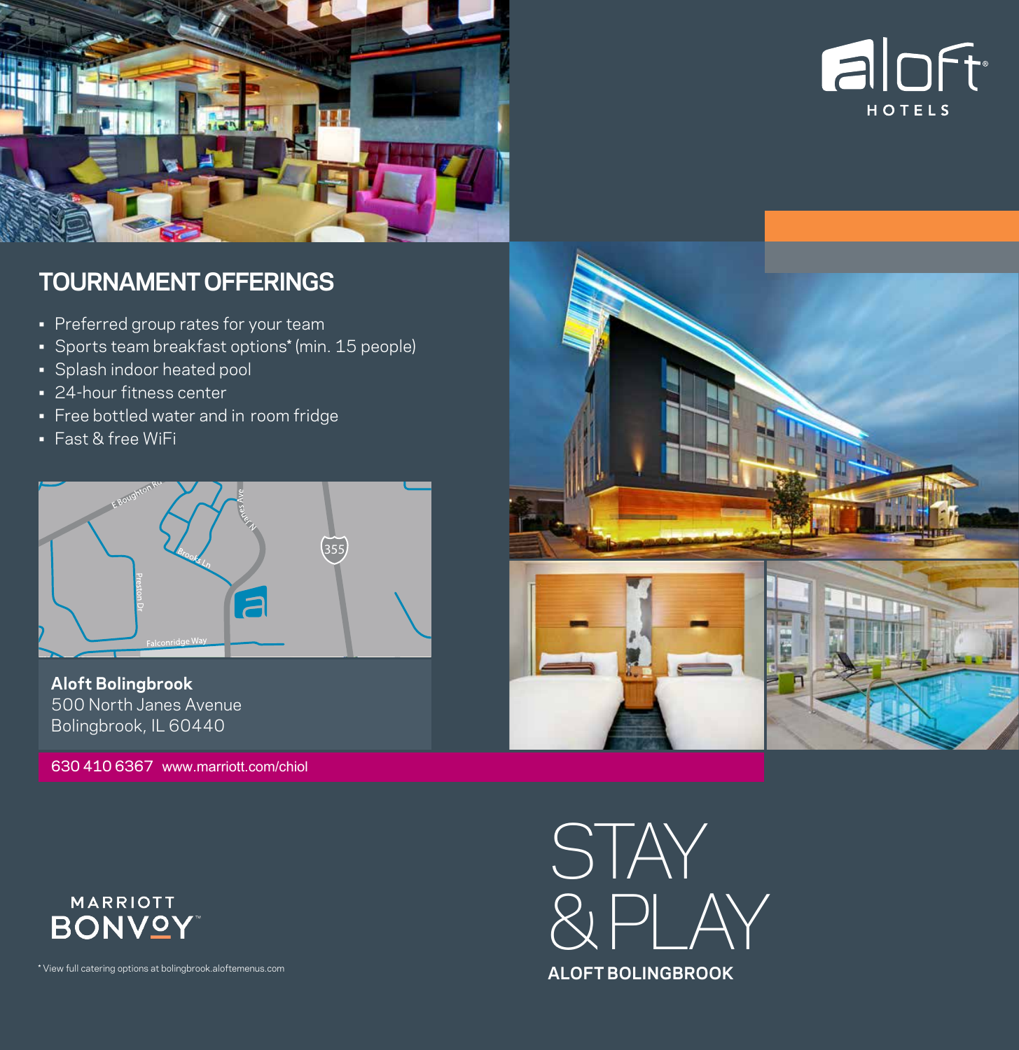aloft HOTELS

## TOURNAMENT OFFERINGS

- Preferred group rates for your team
- Sports team breakfast options* (min. 15 people)
- Splash indoor heated pool
- 24-hour fitness center
- Free bottled water and in room fridge
- Fast & free WiFi

**Aloft Bolingbrook**
500 North Janes Avenue
Bolingbrook, IL 60440

630 410 6367 www.marriott.com/chiol

MARRIOTT BONVOY

* View full catering options at bolingbrook.aloftemenus.com

# STAY & PLAY

**ALOFT BOLINGBROOK**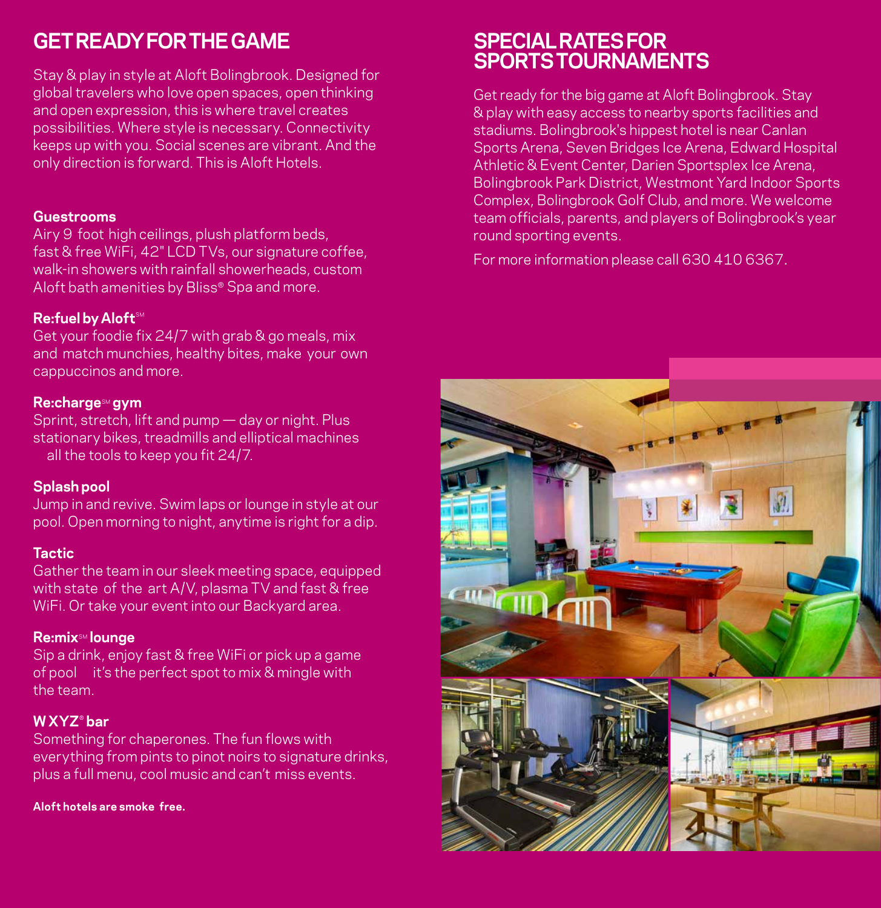## GET READY FOR THE GAME

Stay & play in style at Aloft Bolingbrook. Designed for global travelers who love open spaces, open thinking and open expression, this is where travel creates possibilities. Where style is necessary. Connectivity keeps up with you. Social scenes are vibrant. And the only direction is forward. This is Aloft Hotels.

**Guestrooms**
Airy 9 foot high ceilings, plush platform beds, fast & free WiFi, 42" LCD TVs, our signature coffee, walk-in showers with rainfall showerheads, custom Aloft bath amenities by Bliss® Spa and more.

**Re:fuel by Aloft℠**
Get your foodie fix 24/7 with grab & go meals, mix and match munchies, healthy bites, make your own cappuccinos and more.

**Re:charge℠ gym**
Sprint, stretch, lift and pump — day or night. Plus stationary bikes, treadmills and elliptical machines all the tools to keep you fit 24/7.

**Splash pool**
Jump in and revive. Swim laps or lounge in style at our pool. Open morning to night, anytime is right for a dip.

**Tactic**
Gather the team in our sleek meeting space, equipped with state of the art A/V, plasma TV and fast & free WiFi. Or take your event into our Backyard area.

**Re:mix℠ lounge**
Sip a drink, enjoy fast & free WiFi or pick up a game of pool it's the perfect spot to mix & mingle with the team.

**W XYZ® bar**
Something for chaperones. The fun flows with everything from pints to pinot noirs to signature drinks, plus a full menu, cool music and can't miss events.

**Aloft hotels are smoke free.**

## SPECIAL RATES FOR SPORTS TOURNAMENTS

Get ready for the big game at Aloft Bolingbrook. Stay & play with easy access to nearby sports facilities and stadiums. Bolingbrook's hippest hotel is near Canlan Sports Arena, Seven Bridges Ice Arena, Edward Hospital Athletic & Event Center, Darien Sportsplex Ice Arena, Bolingbrook Park District, Westmont Yard Indoor Sports Complex, Bolingbrook Golf Club, and more. We welcome team officials, parents, and players of Bolingbrook's year round sporting events.

For more information please call 630 410 6367.